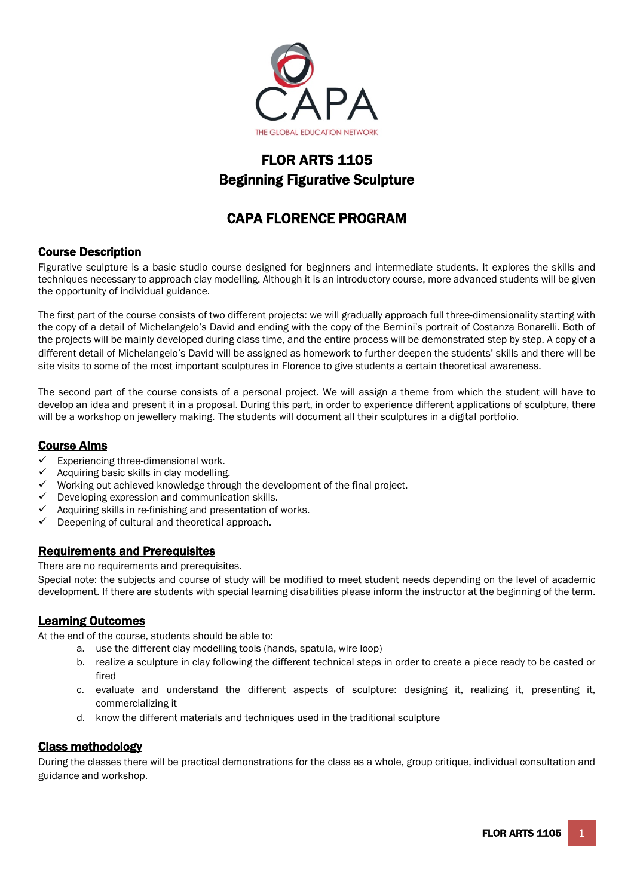CAPA

THE GLOBAL EDUCATION NETWORK

# FLOR ARTS 1105
# Beginning Figurative Sculpture

## CAPA FLORENCE PROGRAM

### Course Description

Figurative sculpture is a basic studio course designed for beginners and intermediate students. It explores the skills and techniques necessary to approach clay modelling. Although it is an introductory course, more advanced students will be given the opportunity of individual guidance.

The first part of the course consists of two different projects: we will gradually approach full three-dimensionality starting with the copy of a detail of Michelangelo's David and ending with the copy of the Bernini's portrait of Costanza Bonarelli. Both of the projects will be mainly developed during class time, and the entire process will be demonstrated step by step. A copy of a different detail of Michelangelo's David will be assigned as homework to further deepen the students' skills and there will be site visits to some of the most important sculptures in Florence to give students a certain theoretical awareness.

The second part of the course consists of a personal project. We will assign a theme from which the student will have to develop an idea and present it in a proposal. During this part, in order to experience different applications of sculpture, there will be a workshop on jewellery making. The students will document all their sculptures in a digital portfolio.

### Course Aims

- ✓ Experiencing three-dimensional work.
- ✓ Acquiring basic skills in clay modelling.
- ✓ Working out achieved knowledge through the development of the final project.
- ✓ Developing expression and communication skills.
- ✓ Acquiring skills in re-finishing and presentation of works.
- ✓ Deepening of cultural and theoretical approach.

### Requirements and Prerequisites

There are no requirements and prerequisites.

Special note: the subjects and course of study will be modified to meet student needs depending on the level of academic development. If there are students with special learning disabilities please inform the instructor at the beginning of the term.

### Learning Outcomes

At the end of the course, students should be able to:

a. use the different clay modelling tools (hands, spatula, wire loop)
b. realize a sculpture in clay following the different technical steps in order to create a piece ready to be casted or fired
c. evaluate and understand the different aspects of sculpture: designing it, realizing it, presenting it, commercializing it
d. know the different materials and techniques used in the traditional sculpture

### Class methodology

During the classes there will be practical demonstrations for the class as a whole, group critique, individual consultation and guidance and workshop.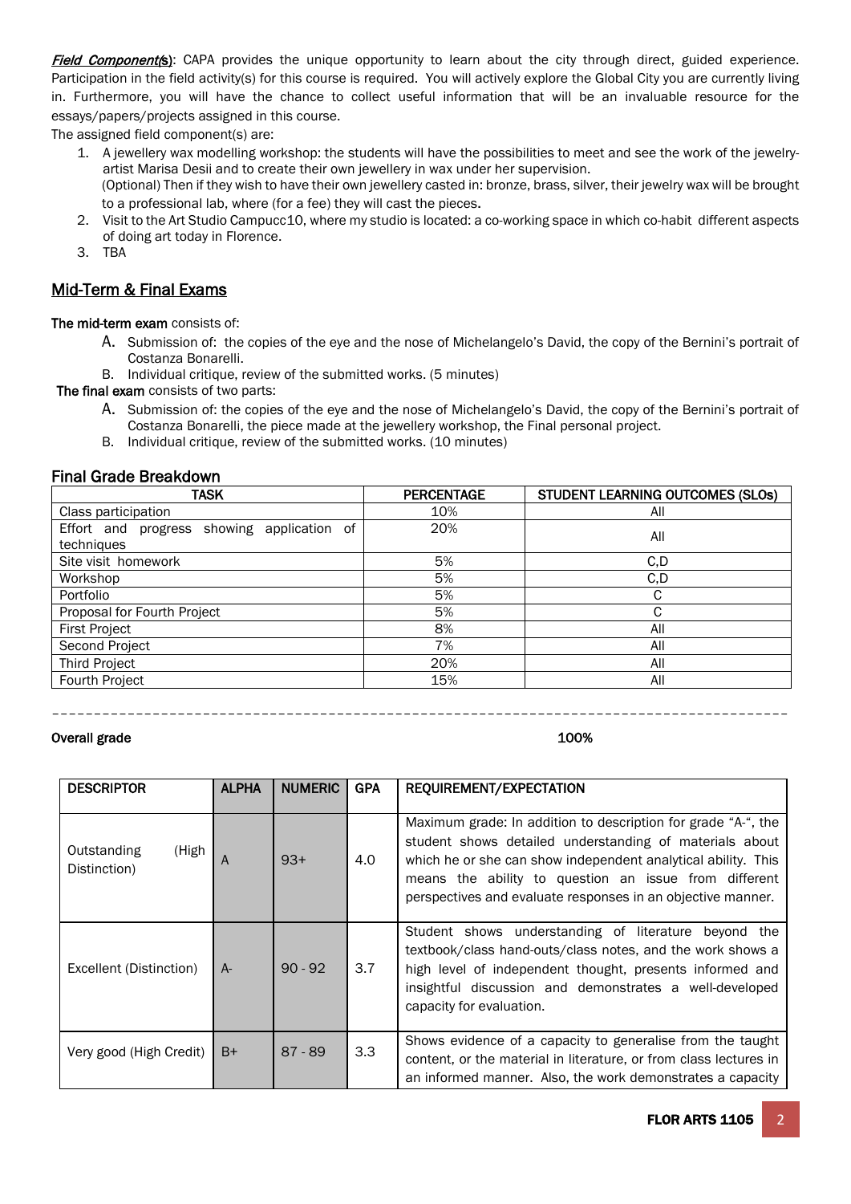***Field Component(s)***: CAPA provides the unique opportunity to learn about the city through direct, guided experience. Participation in the field activity(s) for this course is required. You will actively explore the Global City you are currently living in. Furthermore, you will have the chance to collect useful information that will be an invaluable resource for the essays/papers/projects assigned in this course.

The assigned field component(s) are:

1. A jewellery wax modelling workshop: the students will have the possibilities to meet and see the work of the jewelry-artist Marisa Desii and to create their own jewellery in wax under her supervision.
   (Optional) Then if they wish to have their own jewellery casted in: bronze, brass, silver, their jewelry wax will be brought to a professional lab, where (for a fee) they will cast the pieces.
2. Visit to the Art Studio Campucc10, where my studio is located: a co-working space in which co-habit different aspects of doing art today in Florence.
3. TBA

## Mid-Term & Final Exams

**The mid-term exam** consists of:

A. Submission of: the copies of the eye and the nose of Michelangelo's David, the copy of the Bernini's portrait of Costanza Bonarelli.
B. Individual critique, review of the submitted works. (5 minutes)

**The final exam** consists of two parts:

A. Submission of: the copies of the eye and the nose of Michelangelo's David, the copy of the Bernini's portrait of Costanza Bonarelli, the piece made at the jewellery workshop, the Final personal project.
B. Individual critique, review of the submitted works. (10 minutes)

## Final Grade Breakdown

| TASK | PERCENTAGE | STUDENT LEARNING OUTCOMES (SLOs) |
|---|---|---|
| Class participation | 10% | All |
| Effort and progress showing application of techniques | 20% | All |
| Site visit homework | 5% | C,D |
| Workshop | 5% | C,D |
| Portfolio | 5% | C |
| Proposal for Fourth Project | 5% | C |
| First Project | 8% | All |
| Second Project | 7% | All |
| Third Project | 20% | All |
| Fourth Project | 15% | All |

---

**Overall grade** **100%**

| DESCRIPTOR | ALPHA | NUMERIC | GPA | REQUIREMENT/EXPECTATION |
|---|---|---|---|---|
| Outstanding (High Distinction) | A | 93+ | 4.0 | Maximum grade: In addition to description for grade "A-", the student shows detailed understanding of materials about which he or she can show independent analytical ability. This means the ability to question an issue from different perspectives and evaluate responses in an objective manner. |
| Excellent (Distinction) | A- | 90 - 92 | 3.7 | Student shows understanding of literature beyond the textbook/class hand-outs/class notes, and the work shows a high level of independent thought, presents informed and insightful discussion and demonstrates a well-developed capacity for evaluation. |
| Very good (High Credit) | B+ | 87 - 89 | 3.3 | Shows evidence of a capacity to generalise from the taught content, or the material in literature, or from class lectures in an informed manner. Also, the work demonstrates a capacity |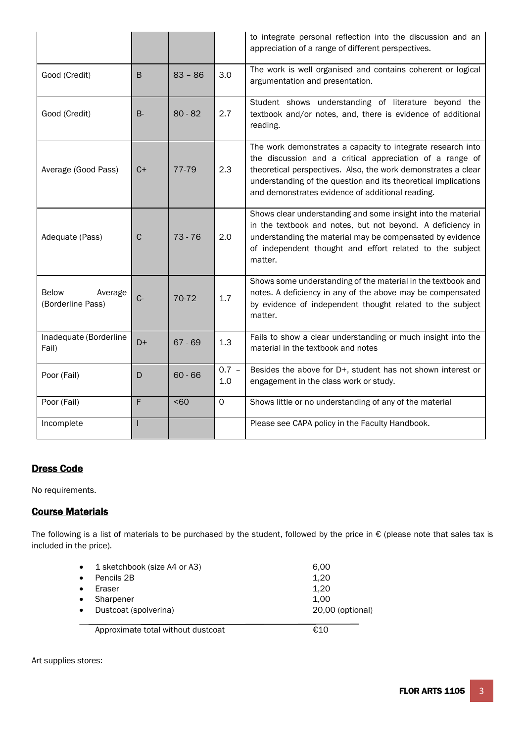| | | | | |
|---|---|---|---|---|
| | | | | to integrate personal reflection into the discussion and an appreciation of a range of different perspectives. |
| Good (Credit) | B | 83 – 86 | 3.0 | The work is well organised and contains coherent or logical argumentation and presentation. |
| Good (Credit) | B- | 80 - 82 | 2.7 | Student shows understanding of literature beyond the textbook and/or notes, and, there is evidence of additional reading. |
| Average (Good Pass) | C+ | 77-79 | 2.3 | The work demonstrates a capacity to integrate research into the discussion and a critical appreciation of a range of theoretical perspectives. Also, the work demonstrates a clear understanding of the question and its theoretical implications and demonstrates evidence of additional reading. |
| Adequate (Pass) | C | 73 - 76 | 2.0 | Shows clear understanding and some insight into the material in the textbook and notes, but not beyond. A deficiency in understanding the material may be compensated by evidence of independent thought and effort related to the subject matter. |
| Below Average (Borderline Pass) | C- | 70-72 | 1.7 | Shows some understanding of the material in the textbook and notes. A deficiency in any of the above may be compensated by evidence of independent thought related to the subject matter. |
| Inadequate (Borderline Fail) | D+ | 67 - 69 | 1.3 | Fails to show a clear understanding or much insight into the material in the textbook and notes |
| Poor (Fail) | D | 60 - 66 | 0.7 – 1.0 | Besides the above for D+, student has not shown interest or engagement in the class work or study. |
| Poor (Fail) | F | <60 | 0 | Shows little or no understanding of any of the material |
| Incomplete | I | | | Please see CAPA policy in the Faculty Handbook. |

## Dress Code

No requirements.

## Course Materials

The following is a list of materials to be purchased by the student, followed by the price in € (please note that sales tax is included in the price).

- 1 sketchbook (size A4 or A3) — 6,00
- Pencils 2B — 1,20
- Eraser — 1,20
- Sharpener — 1,00
- Dustcoat (spolverina) — 20,00 (optional)

Approximate total without dustcoat — €10

Art supplies stores: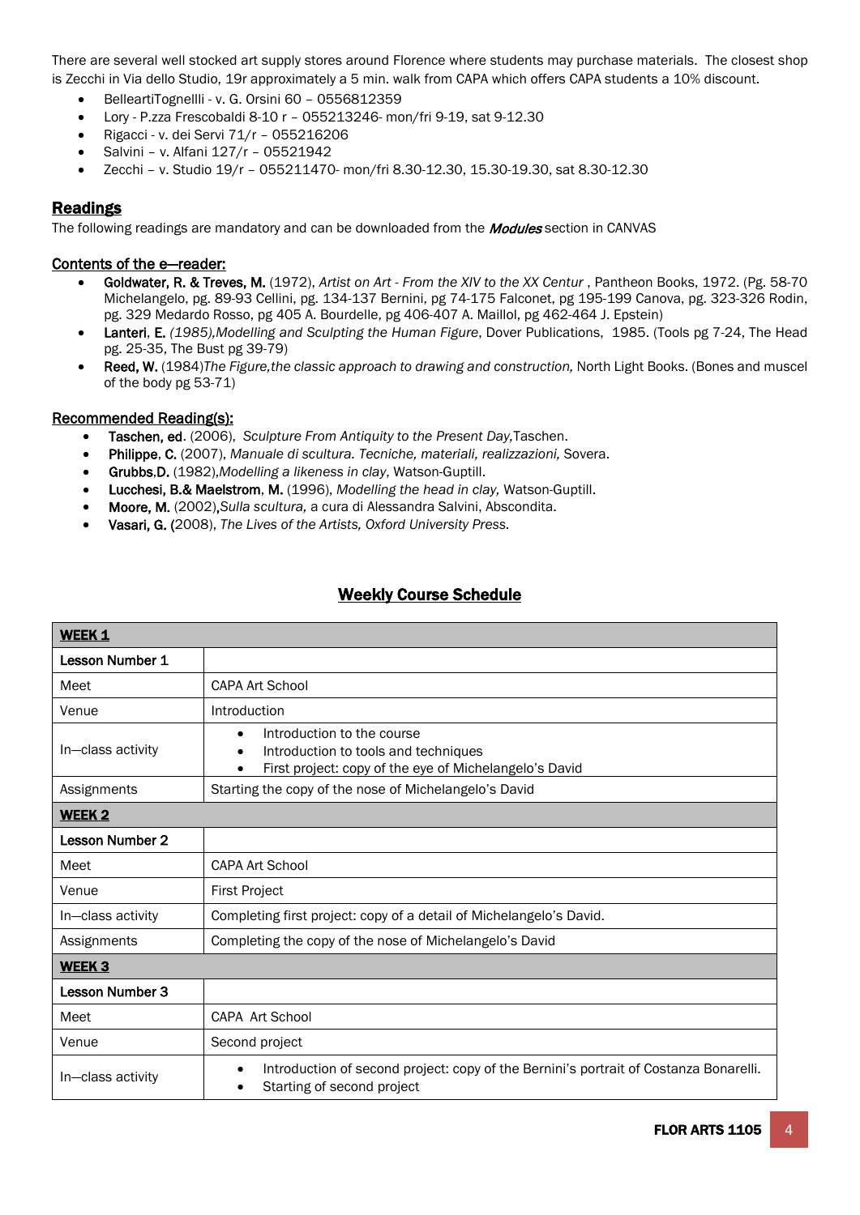There are several well stocked art supply stores around Florence where students may purchase materials. The closest shop is Zecchi in Via dello Studio, 19r approximately a 5 min. walk from CAPA which offers CAPA students a 10% discount.

- BelleartiTognellli - v. G. Orsini 60 – 0556812359
- Lory - P.zza Frescobaldi 8-10 r – 055213246- mon/fri 9-19, sat 9-12.30
- Rigacci - v. dei Servi 71/r – 055216206
- Salvini – v. Alfani 127/r – 05521942
- Zecchi – v. Studio 19/r – 055211470- mon/fri 8.30-12.30, 15.30-19.30, sat 8.30-12.30

## Readings

The following readings are mandatory and can be downloaded from the ***Modules*** section in CANVAS

### Contents of the e—reader:

- **Goldwater, R. & Treves, M.** (1972), *Artist on Art - From the XIV to the XX Centur* , Pantheon Books, 1972. (Pg. 58-70 Michelangelo, pg. 89-93 Cellini, pg. 134-137 Bernini, pg 74-175 Falconet, pg 195-199 Canova, pg. 323-326 Rodin, pg. 329 Medardo Rosso, pg 405 A. Bourdelle, pg 406-407 A. Maillol, pg 462-464 J. Epstein)
- **Lanteri, E.** *(1985),Modelling and Sculpting the Human Figure*, Dover Publications, 1985. (Tools pg 7-24, The Head pg. 25-35, The Bust pg 39-79)
- **Reed, W.** (1984)*The Figure,the classic approach to drawing and construction,* North Light Books. (Bones and muscel of the body pg 53-71)

### Recommended Reading(s):

- **Taschen, ed**. (2006), *Sculpture From Antiquity to the Present Day,*Taschen.
- **Philippe, C.** (2007), *Manuale di scultura. Tecniche, materiali, realizzazioni,* Sovera.
- **Grubbs,D.** (1982),*Modelling a likeness in clay*, Watson-Guptill.
- **Lucchesi, B.& Maelstrom, M.** (1996), *Modelling the head in clay,* Watson-Guptill.
- **Moore, M.** (2002),*Sulla scultura,* a cura di Alessandra Salvini, Abscondita.
- **Vasari, G. (**2008), *The Lives of the Artists, Oxford University Press.*

## Weekly Course Schedule

| **WEEK 1** | |
|---|---|
| **Lesson Number 1** | |
| Meet | CAPA Art School |
| Venue | Introduction |
| In—class activity | • Introduction to the course<br>• Introduction to tools and techniques<br>• First project: copy of the eye of Michelangelo's David |
| Assignments | Starting the copy of the nose of Michelangelo's David |
| **WEEK 2** | |
| **Lesson Number 2** | |
| Meet | CAPA Art School |
| Venue | First Project |
| In—class activity | Completing first project: copy of a detail of Michelangelo's David. |
| Assignments | Completing the copy of the nose of Michelangelo's David |
| **WEEK 3** | |
| **Lesson Number 3** | |
| Meet | CAPA Art School |
| Venue | Second project |
| In—class activity | • Introduction of second project: copy of the Bernini's portrait of Costanza Bonarelli.<br>• Starting of second project |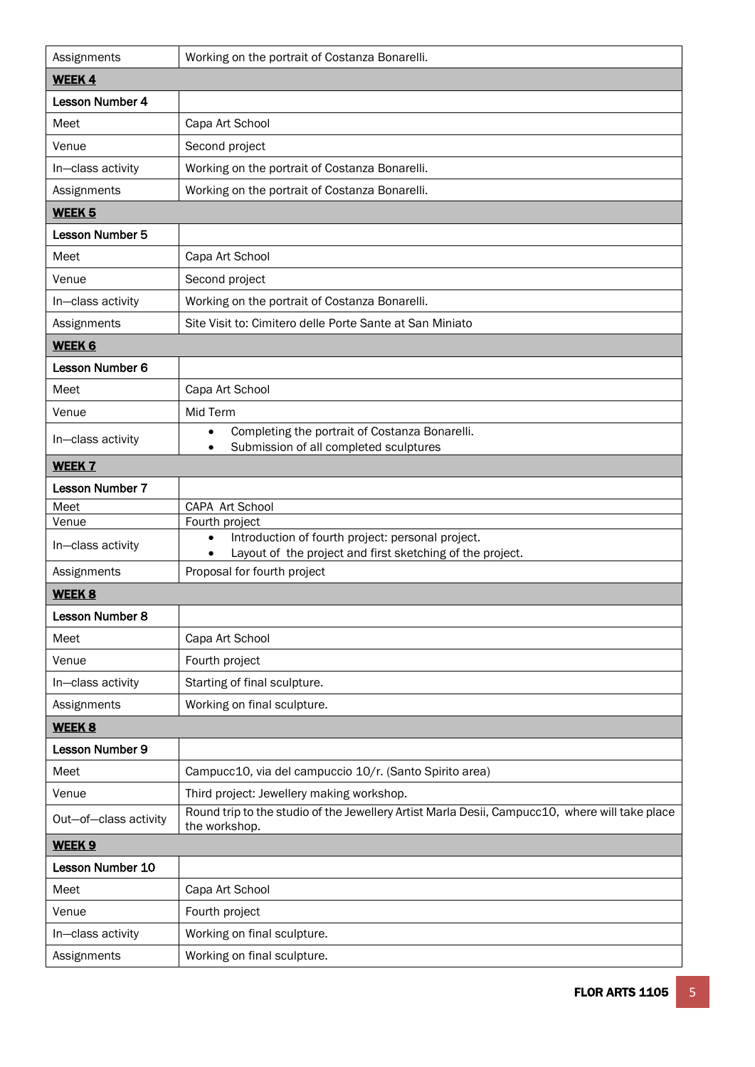| Assignments | Working on the portrait of Costanza Bonarelli. |
|---|---|
| **WEEK 4** | |
| **Lesson Number 4** | |
| Meet | Capa Art School |
| Venue | Second project |
| In—class activity | Working on the portrait of Costanza Bonarelli. |
| Assignments | Working on the portrait of Costanza Bonarelli. |
| **WEEK 5** | |
| **Lesson Number 5** | |
| Meet | Capa Art School |
| Venue | Second project |
| In—class activity | Working on the portrait of Costanza Bonarelli. |
| Assignments | Site Visit to: Cimitero delle Porte Sante at San Miniato |
| **WEEK 6** | |
| **Lesson Number 6** | |
| Meet | Capa Art School |
| Venue | Mid Term |
| In—class activity | • Completing the portrait of Costanza Bonarelli.<br>• Submission of all completed sculptures |
| **WEEK 7** | |
| **Lesson Number 7** | |
| Meet | CAPA Art School |
| Venue | Fourth project |
| In—class activity | • Introduction of fourth project: personal project.<br>• Layout of the project and first sketching of the project. |
| Assignments | Proposal for fourth project |
| **WEEK 8** | |
| **Lesson Number 8** | |
| Meet | Capa Art School |
| Venue | Fourth project |
| In—class activity | Starting of final sculpture. |
| Assignments | Working on final sculpture. |
| **WEEK 8** | |
| **Lesson Number 9** | |
| Meet | Campucc10, via del campuccio 10/r. (Santo Spirito area) |
| Venue | Third project: Jewellery making workshop. |
| Out—of—class activity | Round trip to the studio of the Jewellery Artist Marla Desii, Campucc10, where will take place the workshop. |
| **WEEK 9** | |
| **Lesson Number 10** | |
| Meet | Capa Art School |
| Venue | Fourth project |
| In—class activity | Working on final sculpture. |
| Assignments | Working on final sculpture. |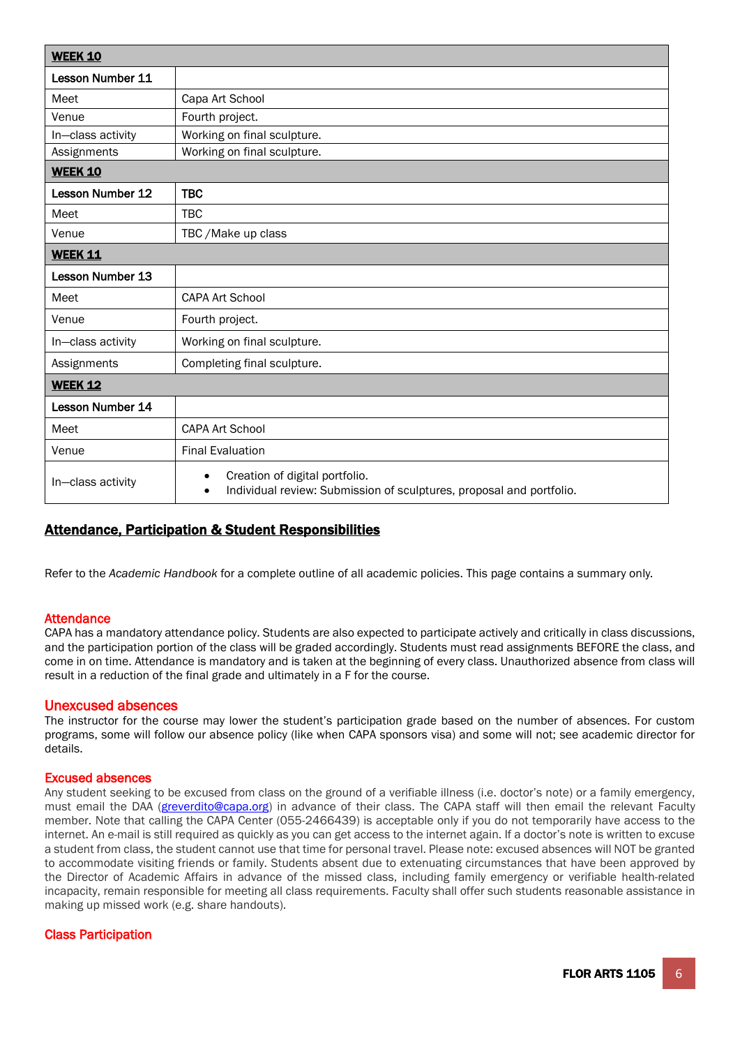| **WEEK 10** | |
|---|---|
| **Lesson Number 11** | |
| Meet | Capa Art School |
| Venue | Fourth project. |
| In–class activity | Working on final sculpture. |
| Assignments | Working on final sculpture. |
| **WEEK 10** | |
| **Lesson Number 12** | **TBC** |
| Meet | TBC |
| Venue | TBC /Make up class |
| **WEEK 11** | |
| **Lesson Number 13** | |
| Meet | CAPA Art School |
| Venue | Fourth project. |
| In–class activity | Working on final sculpture. |
| Assignments | Completing final sculpture. |
| **WEEK 12** | |
| **Lesson Number 14** | |
| Meet | CAPA Art School |
| Venue | Final Evaluation |
| In–class activity | • Creation of digital portfolio.<br>• Individual review: Submission of sculptures, proposal and portfolio. |

## Attendance, Participation & Student Responsibilities

Refer to the *Academic Handbook* for a complete outline of all academic policies. This page contains a summary only.

### Attendance

CAPA has a mandatory attendance policy. Students are also expected to participate actively and critically in class discussions, and the participation portion of the class will be graded accordingly. Students must read assignments BEFORE the class, and come in on time. Attendance is mandatory and is taken at the beginning of every class. Unauthorized absence from class will result in a reduction of the final grade and ultimately in a F for the course.

### Unexcused absences

The instructor for the course may lower the student's participation grade based on the number of absences. For custom programs, some will follow our absence policy (like when CAPA sponsors visa) and some will not; see academic director for details.

### Excused absences

Any student seeking to be excused from class on the ground of a verifiable illness (i.e. doctor's note) or a family emergency, must email the DAA (greverdito@capa.org) in advance of their class. The CAPA staff will then email the relevant Faculty member. Note that calling the CAPA Center (055-2466439) is acceptable only if you do not temporarily have access to the internet. An e-mail is still required as quickly as you can get access to the internet again. If a doctor's note is written to excuse a student from class, the student cannot use that time for personal travel. Please note: excused absences will NOT be granted to accommodate visiting friends or family. Students absent due to extenuating circumstances that have been approved by the Director of Academic Affairs in advance of the missed class, including family emergency or verifiable health-related incapacity, remain responsible for meeting all class requirements. Faculty shall offer such students reasonable assistance in making up missed work (e.g. share handouts).

### Class Participation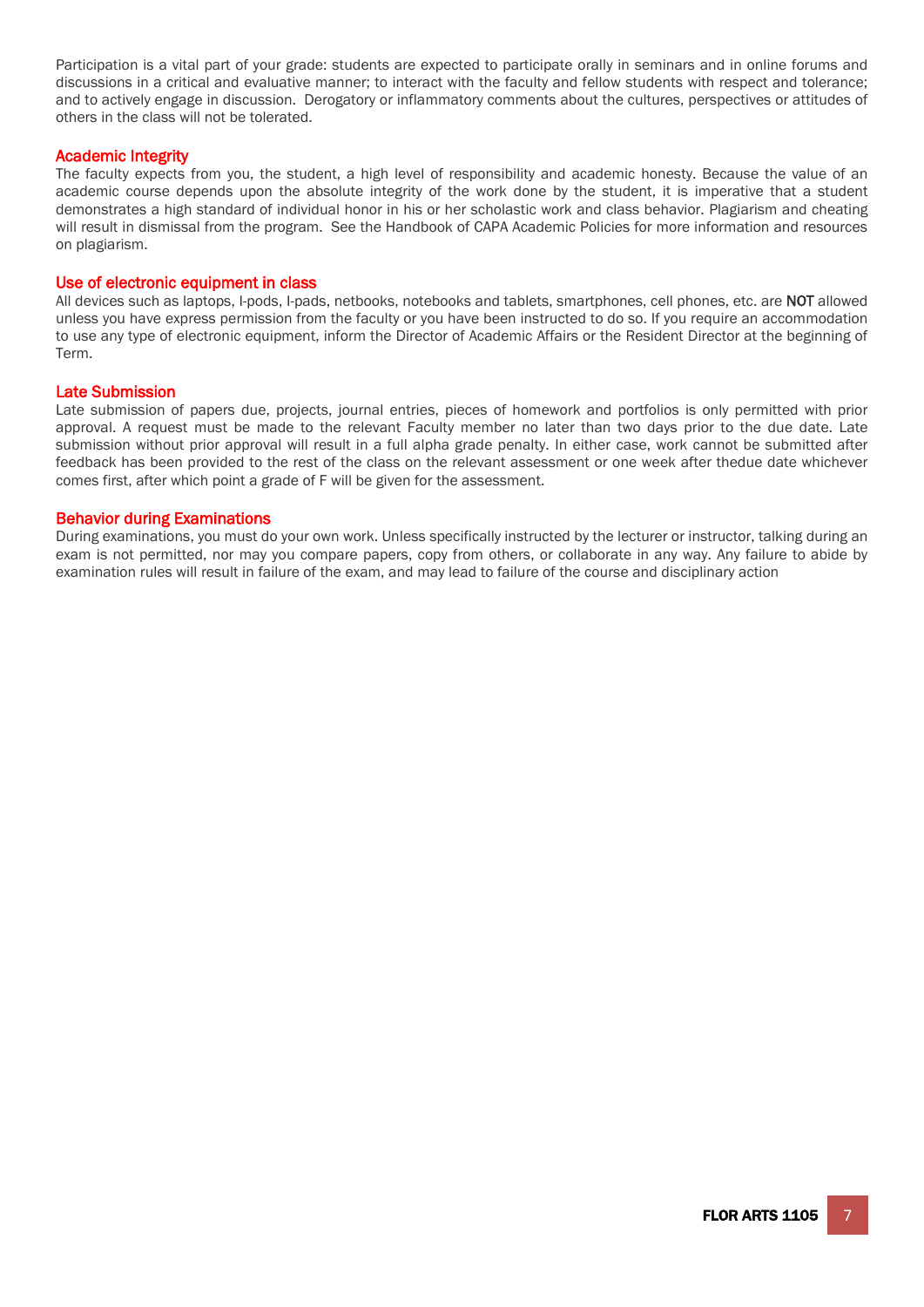Participation is a vital part of your grade: students are expected to participate orally in seminars and in online forums and discussions in a critical and evaluative manner; to interact with the faculty and fellow students with respect and tolerance; and to actively engage in discussion. Derogatory or inflammatory comments about the cultures, perspectives or attitudes of others in the class will not be tolerated.

## Academic Integrity

The faculty expects from you, the student, a high level of responsibility and academic honesty. Because the value of an academic course depends upon the absolute integrity of the work done by the student, it is imperative that a student demonstrates a high standard of individual honor in his or her scholastic work and class behavior. Plagiarism and cheating will result in dismissal from the program. See the Handbook of CAPA Academic Policies for more information and resources on plagiarism.

## Use of electronic equipment in class

All devices such as laptops, I-pods, I-pads, netbooks, notebooks and tablets, smartphones, cell phones, etc. are **NOT** allowed unless you have express permission from the faculty or you have been instructed to do so. If you require an accommodation to use any type of electronic equipment, inform the Director of Academic Affairs or the Resident Director at the beginning of Term.

## Late Submission

Late submission of papers due, projects, journal entries, pieces of homework and portfolios is only permitted with prior approval. A request must be made to the relevant Faculty member no later than two days prior to the due date. Late submission without prior approval will result in a full alpha grade penalty. In either case, work cannot be submitted after feedback has been provided to the rest of the class on the relevant assessment or one week after thedue date whichever comes first, after which point a grade of F will be given for the assessment.

## Behavior during Examinations

During examinations, you must do your own work. Unless specifically instructed by the lecturer or instructor, talking during an exam is not permitted, nor may you compare papers, copy from others, or collaborate in any way. Any failure to abide by examination rules will result in failure of the exam, and may lead to failure of the course and disciplinary action